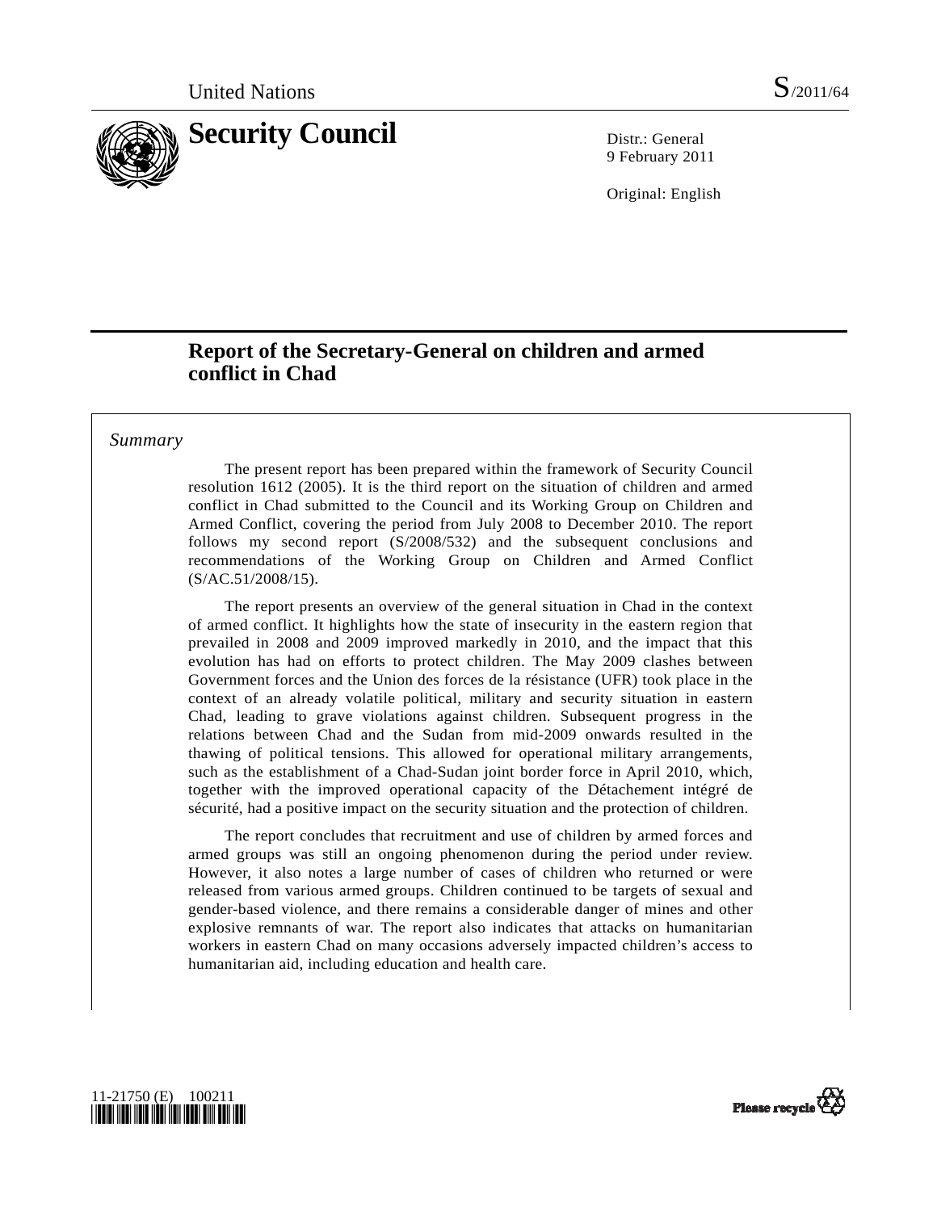United Nations S/2011/64

# Security Council

Distr.: General
9 February 2011

Original: English

## Report of the Secretary-General on children and armed conflict in Chad

*Summary*

The present report has been prepared within the framework of Security Council resolution 1612 (2005). It is the third report on the situation of children and armed conflict in Chad submitted to the Council and its Working Group on Children and Armed Conflict, covering the period from July 2008 to December 2010. The report follows my second report (S/2008/532) and the subsequent conclusions and recommendations of the Working Group on Children and Armed Conflict (S/AC.51/2008/15).

The report presents an overview of the general situation in Chad in the context of armed conflict. It highlights how the state of insecurity in the eastern region that prevailed in 2008 and 2009 improved markedly in 2010, and the impact that this evolution has had on efforts to protect children. The May 2009 clashes between Government forces and the Union des forces de la résistance (UFR) took place in the context of an already volatile political, military and security situation in eastern Chad, leading to grave violations against children. Subsequent progress in the relations between Chad and the Sudan from mid-2009 onwards resulted in the thawing of political tensions. This allowed for operational military arrangements, such as the establishment of a Chad-Sudan joint border force in April 2010, which, together with the improved operational capacity of the Détachement intégré de sécurité, had a positive impact on the security situation and the protection of children.

The report concludes that recruitment and use of children by armed forces and armed groups was still an ongoing phenomenon during the period under review. However, it also notes a large number of cases of children who returned or were released from various armed groups. Children continued to be targets of sexual and gender-based violence, and there remains a considerable danger of mines and other explosive remnants of war. The report also indicates that attacks on humanitarian workers in eastern Chad on many occasions adversely impacted children's access to humanitarian aid, including education and health care.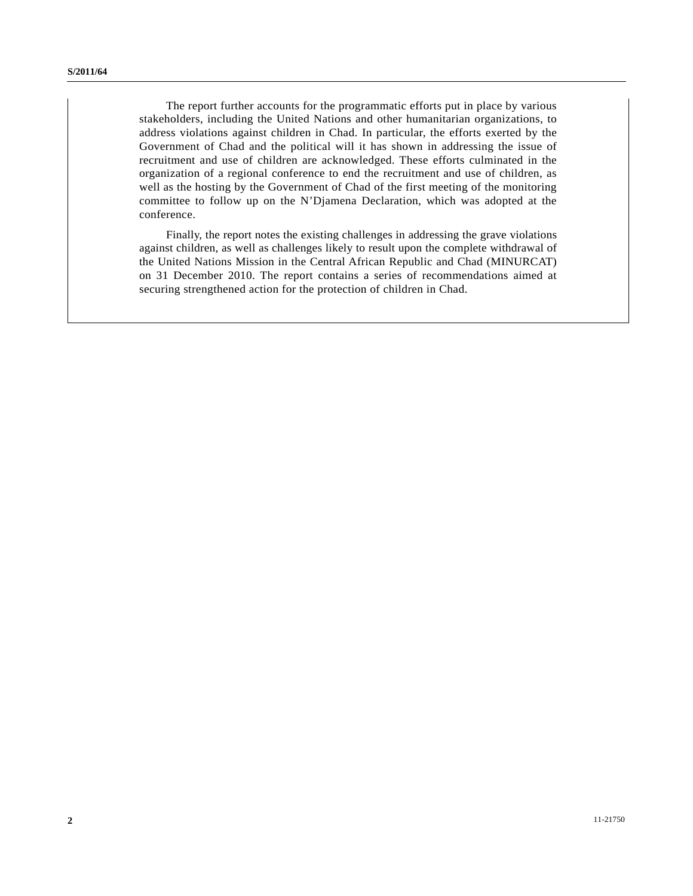The report further accounts for the programmatic efforts put in place by various stakeholders, including the United Nations and other humanitarian organizations, to address violations against children in Chad. In particular, the efforts exerted by the Government of Chad and the political will it has shown in addressing the issue of recruitment and use of children are acknowledged. These efforts culminated in the organization of a regional conference to end the recruitment and use of children, as well as the hosting by the Government of Chad of the first meeting of the monitoring committee to follow up on the N'Djamena Declaration, which was adopted at the conference.

Finally, the report notes the existing challenges in addressing the grave violations against children, as well as challenges likely to result upon the complete withdrawal of the United Nations Mission in the Central African Republic and Chad (MINURCAT) on 31 December 2010. The report contains a series of recommendations aimed at securing strengthened action for the protection of children in Chad.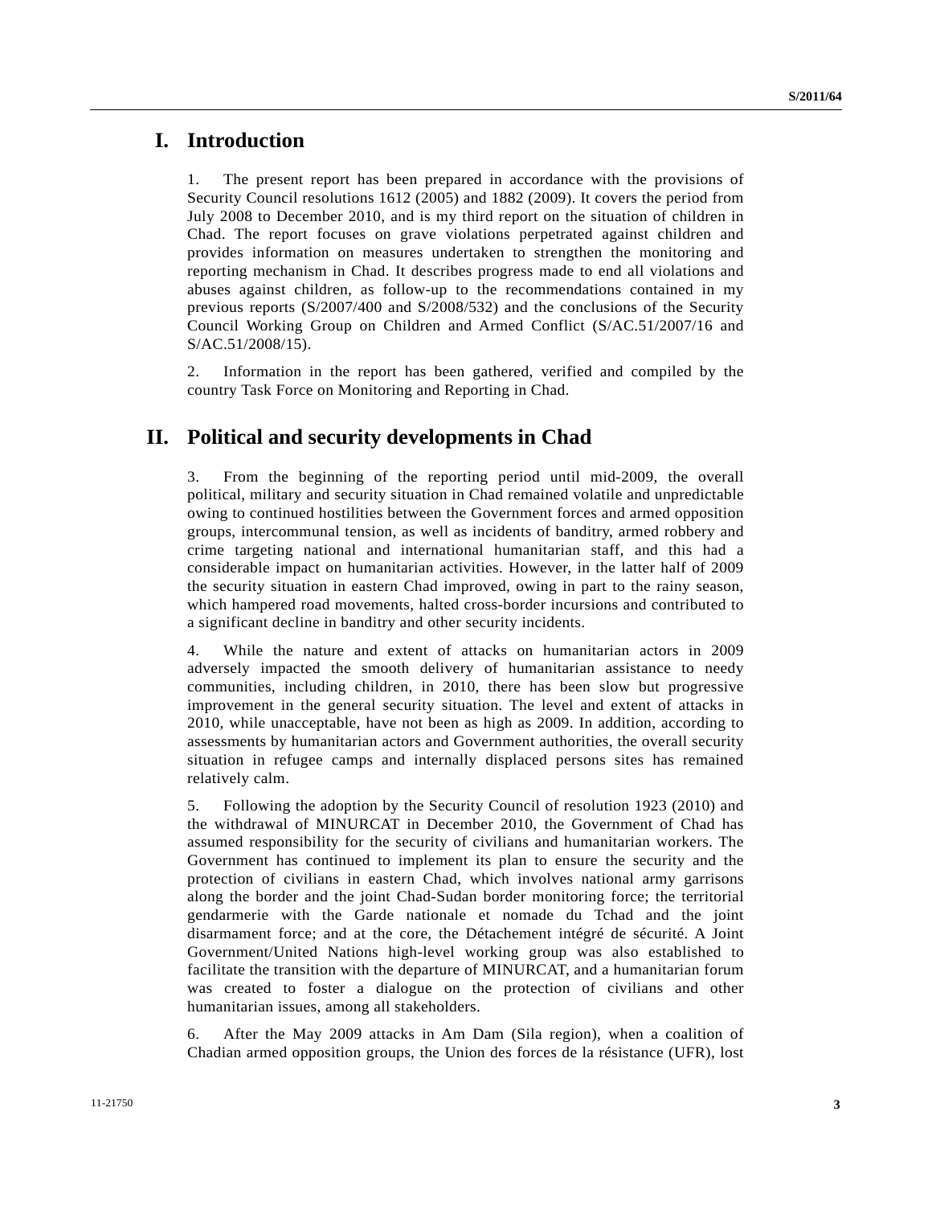# I. Introduction

1. The present report has been prepared in accordance with the provisions of Security Council resolutions 1612 (2005) and 1882 (2009). It covers the period from July 2008 to December 2010, and is my third report on the situation of children in Chad. The report focuses on grave violations perpetrated against children and provides information on measures undertaken to strengthen the monitoring and reporting mechanism in Chad. It describes progress made to end all violations and abuses against children, as follow-up to the recommendations contained in my previous reports (S/2007/400 and S/2008/532) and the conclusions of the Security Council Working Group on Children and Armed Conflict (S/AC.51/2007/16 and S/AC.51/2008/15).

2. Information in the report has been gathered, verified and compiled by the country Task Force on Monitoring and Reporting in Chad.

# II. Political and security developments in Chad

3. From the beginning of the reporting period until mid-2009, the overall political, military and security situation in Chad remained volatile and unpredictable owing to continued hostilities between the Government forces and armed opposition groups, intercommunal tension, as well as incidents of banditry, armed robbery and crime targeting national and international humanitarian staff, and this had a considerable impact on humanitarian activities. However, in the latter half of 2009 the security situation in eastern Chad improved, owing in part to the rainy season, which hampered road movements, halted cross-border incursions and contributed to a significant decline in banditry and other security incidents.

4. While the nature and extent of attacks on humanitarian actors in 2009 adversely impacted the smooth delivery of humanitarian assistance to needy communities, including children, in 2010, there has been slow but progressive improvement in the general security situation. The level and extent of attacks in 2010, while unacceptable, have not been as high as 2009. In addition, according to assessments by humanitarian actors and Government authorities, the overall security situation in refugee camps and internally displaced persons sites has remained relatively calm.

5. Following the adoption by the Security Council of resolution 1923 (2010) and the withdrawal of MINURCAT in December 2010, the Government of Chad has assumed responsibility for the security of civilians and humanitarian workers. The Government has continued to implement its plan to ensure the security and the protection of civilians in eastern Chad, which involves national army garrisons along the border and the joint Chad-Sudan border monitoring force; the territorial gendarmerie with the Garde nationale et nomade du Tchad and the joint disarmament force; and at the core, the Détachement intégré de sécurité. A Joint Government/United Nations high-level working group was also established to facilitate the transition with the departure of MINURCAT, and a humanitarian forum was created to foster a dialogue on the protection of civilians and other humanitarian issues, among all stakeholders.

6. After the May 2009 attacks in Am Dam (Sila region), when a coalition of Chadian armed opposition groups, the Union des forces de la résistance (UFR), lost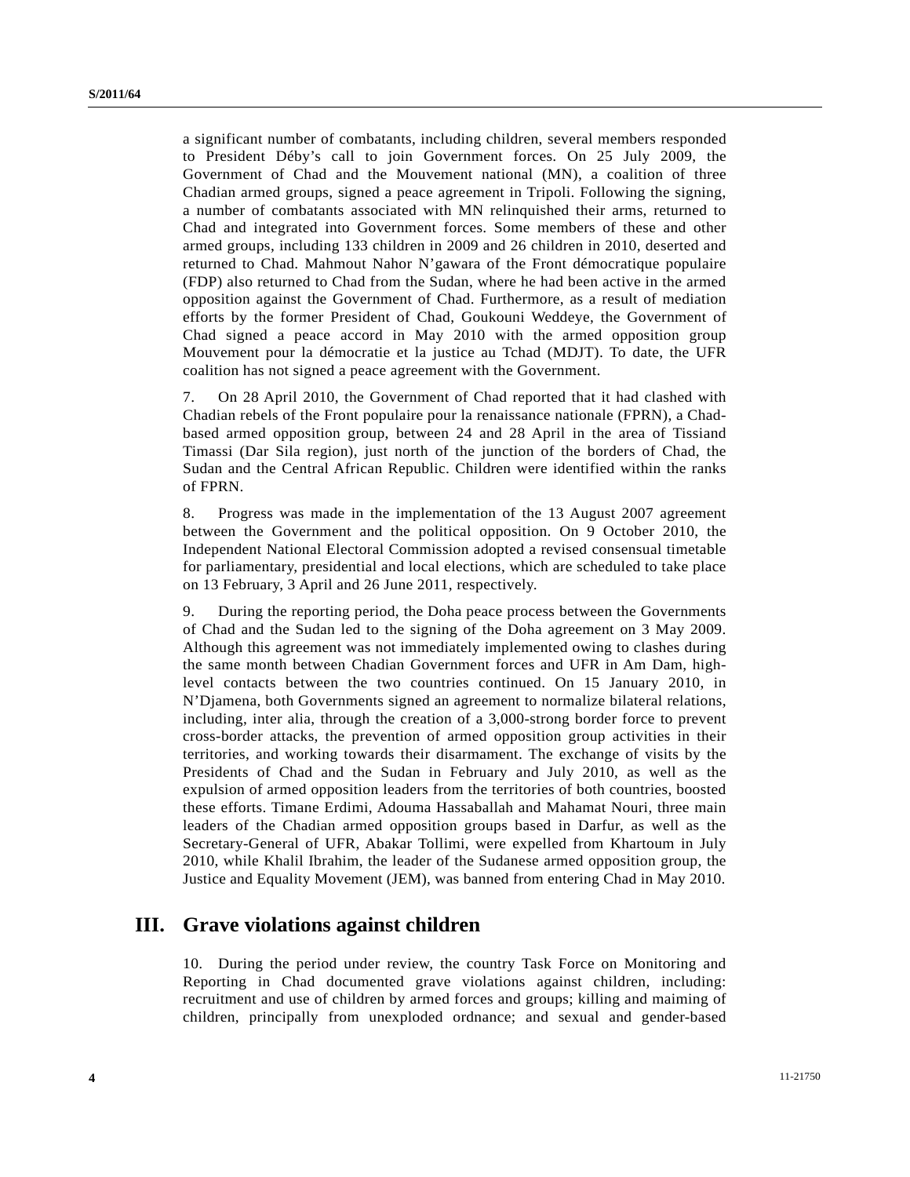a significant number of combatants, including children, several members responded to President Déby's call to join Government forces. On 25 July 2009, the Government of Chad and the Mouvement national (MN), a coalition of three Chadian armed groups, signed a peace agreement in Tripoli. Following the signing, a number of combatants associated with MN relinquished their arms, returned to Chad and integrated into Government forces. Some members of these and other armed groups, including 133 children in 2009 and 26 children in 2010, deserted and returned to Chad. Mahmout Nahor N'gawara of the Front démocratique populaire (FDP) also returned to Chad from the Sudan, where he had been active in the armed opposition against the Government of Chad. Furthermore, as a result of mediation efforts by the former President of Chad, Goukouni Weddeye, the Government of Chad signed a peace accord in May 2010 with the armed opposition group Mouvement pour la démocratie et la justice au Tchad (MDJT). To date, the UFR coalition has not signed a peace agreement with the Government.

7. On 28 April 2010, the Government of Chad reported that it had clashed with Chadian rebels of the Front populaire pour la renaissance nationale (FPRN), a Chad-based armed opposition group, between 24 and 28 April in the area of Tissiand Timassi (Dar Sila region), just north of the junction of the borders of Chad, the Sudan and the Central African Republic. Children were identified within the ranks of FPRN.

8. Progress was made in the implementation of the 13 August 2007 agreement between the Government and the political opposition. On 9 October 2010, the Independent National Electoral Commission adopted a revised consensual timetable for parliamentary, presidential and local elections, which are scheduled to take place on 13 February, 3 April and 26 June 2011, respectively.

9. During the reporting period, the Doha peace process between the Governments of Chad and the Sudan led to the signing of the Doha agreement on 3 May 2009. Although this agreement was not immediately implemented owing to clashes during the same month between Chadian Government forces and UFR in Am Dam, high-level contacts between the two countries continued. On 15 January 2010, in N'Djamena, both Governments signed an agreement to normalize bilateral relations, including, inter alia, through the creation of a 3,000-strong border force to prevent cross-border attacks, the prevention of armed opposition group activities in their territories, and working towards their disarmament. The exchange of visits by the Presidents of Chad and the Sudan in February and July 2010, as well as the expulsion of armed opposition leaders from the territories of both countries, boosted these efforts. Timane Erdimi, Adouma Hassaballah and Mahamat Nouri, three main leaders of the Chadian armed opposition groups based in Darfur, as well as the Secretary-General of UFR, Abakar Tollimi, were expelled from Khartoum in July 2010, while Khalil Ibrahim, the leader of the Sudanese armed opposition group, the Justice and Equality Movement (JEM), was banned from entering Chad in May 2010.

# III. Grave violations against children

10. During the period under review, the country Task Force on Monitoring and Reporting in Chad documented grave violations against children, including: recruitment and use of children by armed forces and groups; killing and maiming of children, principally from unexploded ordnance; and sexual and gender-based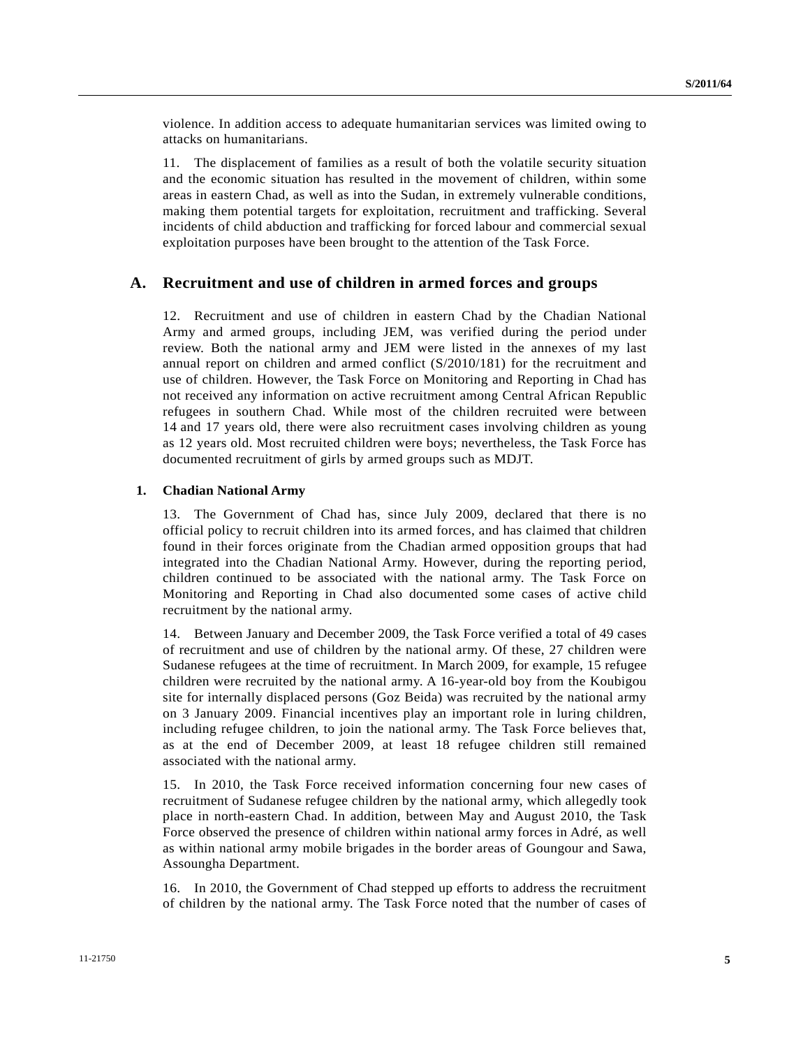violence. In addition access to adequate humanitarian services was limited owing to attacks on humanitarians.

11. The displacement of families as a result of both the volatile security situation and the economic situation has resulted in the movement of children, within some areas in eastern Chad, as well as into the Sudan, in extremely vulnerable conditions, making them potential targets for exploitation, recruitment and trafficking. Several incidents of child abduction and trafficking for forced labour and commercial sexual exploitation purposes have been brought to the attention of the Task Force.

## A. Recruitment and use of children in armed forces and groups

12. Recruitment and use of children in eastern Chad by the Chadian National Army and armed groups, including JEM, was verified during the period under review. Both the national army and JEM were listed in the annexes of my last annual report on children and armed conflict (S/2010/181) for the recruitment and use of children. However, the Task Force on Monitoring and Reporting in Chad has not received any information on active recruitment among Central African Republic refugees in southern Chad. While most of the children recruited were between 14 and 17 years old, there were also recruitment cases involving children as young as 12 years old. Most recruited children were boys; nevertheless, the Task Force has documented recruitment of girls by armed groups such as MDJT.

### 1. Chadian National Army

13. The Government of Chad has, since July 2009, declared that there is no official policy to recruit children into its armed forces, and has claimed that children found in their forces originate from the Chadian armed opposition groups that had integrated into the Chadian National Army. However, during the reporting period, children continued to be associated with the national army. The Task Force on Monitoring and Reporting in Chad also documented some cases of active child recruitment by the national army.

14. Between January and December 2009, the Task Force verified a total of 49 cases of recruitment and use of children by the national army. Of these, 27 children were Sudanese refugees at the time of recruitment. In March 2009, for example, 15 refugee children were recruited by the national army. A 16-year-old boy from the Koubigou site for internally displaced persons (Goz Beida) was recruited by the national army on 3 January 2009. Financial incentives play an important role in luring children, including refugee children, to join the national army. The Task Force believes that, as at the end of December 2009, at least 18 refugee children still remained associated with the national army.

15. In 2010, the Task Force received information concerning four new cases of recruitment of Sudanese refugee children by the national army, which allegedly took place in north-eastern Chad. In addition, between May and August 2010, the Task Force observed the presence of children within national army forces in Adré, as well as within national army mobile brigades in the border areas of Goungour and Sawa, Assoungha Department.

16. In 2010, the Government of Chad stepped up efforts to address the recruitment of children by the national army. The Task Force noted that the number of cases of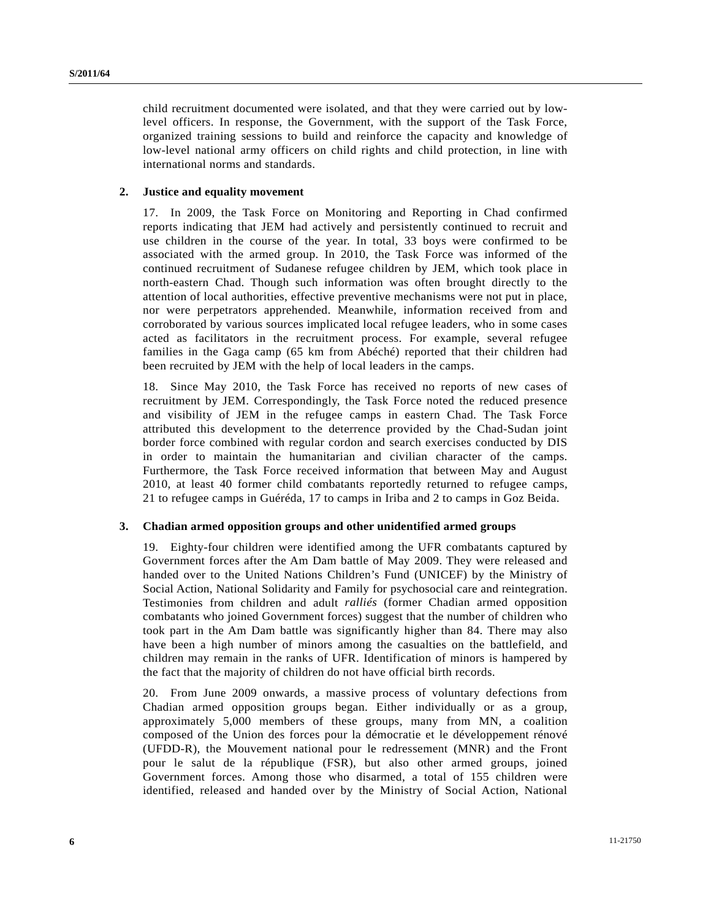child recruitment documented were isolated, and that they were carried out by low-level officers. In response, the Government, with the support of the Task Force, organized training sessions to build and reinforce the capacity and knowledge of low-level national army officers on child rights and child protection, in line with international norms and standards.

### 2. Justice and equality movement

17. In 2009, the Task Force on Monitoring and Reporting in Chad confirmed reports indicating that JEM had actively and persistently continued to recruit and use children in the course of the year. In total, 33 boys were confirmed to be associated with the armed group. In 2010, the Task Force was informed of the continued recruitment of Sudanese refugee children by JEM, which took place in north-eastern Chad. Though such information was often brought directly to the attention of local authorities, effective preventive mechanisms were not put in place, nor were perpetrators apprehended. Meanwhile, information received from and corroborated by various sources implicated local refugee leaders, who in some cases acted as facilitators in the recruitment process. For example, several refugee families in the Gaga camp (65 km from Abéché) reported that their children had been recruited by JEM with the help of local leaders in the camps.

18. Since May 2010, the Task Force has received no reports of new cases of recruitment by JEM. Correspondingly, the Task Force noted the reduced presence and visibility of JEM in the refugee camps in eastern Chad. The Task Force attributed this development to the deterrence provided by the Chad-Sudan joint border force combined with regular cordon and search exercises conducted by DIS in order to maintain the humanitarian and civilian character of the camps. Furthermore, the Task Force received information that between May and August 2010, at least 40 former child combatants reportedly returned to refugee camps, 21 to refugee camps in Guéréda, 17 to camps in Iriba and 2 to camps in Goz Beida.

### 3. Chadian armed opposition groups and other unidentified armed groups

19. Eighty-four children were identified among the UFR combatants captured by Government forces after the Am Dam battle of May 2009. They were released and handed over to the United Nations Children's Fund (UNICEF) by the Ministry of Social Action, National Solidarity and Family for psychosocial care and reintegration. Testimonies from children and adult *ralliés* (former Chadian armed opposition combatants who joined Government forces) suggest that the number of children who took part in the Am Dam battle was significantly higher than 84. There may also have been a high number of minors among the casualties on the battlefield, and children may remain in the ranks of UFR. Identification of minors is hampered by the fact that the majority of children do not have official birth records.

20. From June 2009 onwards, a massive process of voluntary defections from Chadian armed opposition groups began. Either individually or as a group, approximately 5,000 members of these groups, many from MN, a coalition composed of the Union des forces pour la démocratie et le développement rénové (UFDD-R), the Mouvement national pour le redressement (MNR) and the Front pour le salut de la république (FSR), but also other armed groups, joined Government forces. Among those who disarmed, a total of 155 children were identified, released and handed over by the Ministry of Social Action, National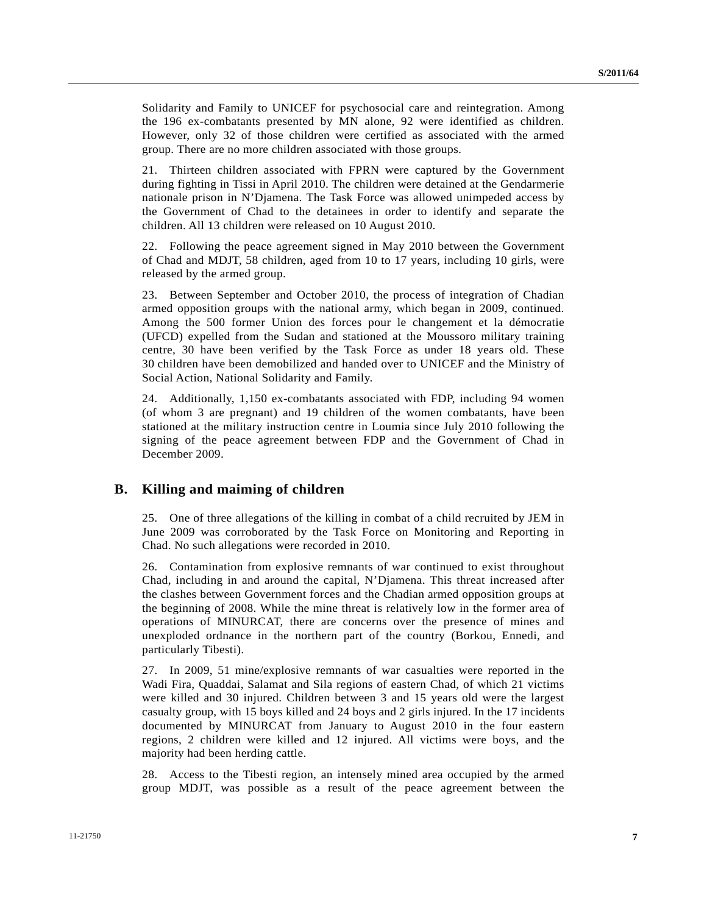Solidarity and Family to UNICEF for psychosocial care and reintegration. Among the 196 ex-combatants presented by MN alone, 92 were identified as children. However, only 32 of those children were certified as associated with the armed group. There are no more children associated with those groups.

21. Thirteen children associated with FPRN were captured by the Government during fighting in Tissi in April 2010. The children were detained at the Gendarmerie nationale prison in N'Djamena. The Task Force was allowed unimpeded access by the Government of Chad to the detainees in order to identify and separate the children. All 13 children were released on 10 August 2010.

22. Following the peace agreement signed in May 2010 between the Government of Chad and MDJT, 58 children, aged from 10 to 17 years, including 10 girls, were released by the armed group.

23. Between September and October 2010, the process of integration of Chadian armed opposition groups with the national army, which began in 2009, continued. Among the 500 former Union des forces pour le changement et la démocratie (UFCD) expelled from the Sudan and stationed at the Moussoro military training centre, 30 have been verified by the Task Force as under 18 years old. These 30 children have been demobilized and handed over to UNICEF and the Ministry of Social Action, National Solidarity and Family.

24. Additionally, 1,150 ex-combatants associated with FDP, including 94 women (of whom 3 are pregnant) and 19 children of the women combatants, have been stationed at the military instruction centre in Loumia since July 2010 following the signing of the peace agreement between FDP and the Government of Chad in December 2009.

## B. Killing and maiming of children

25. One of three allegations of the killing in combat of a child recruited by JEM in June 2009 was corroborated by the Task Force on Monitoring and Reporting in Chad. No such allegations were recorded in 2010.

26. Contamination from explosive remnants of war continued to exist throughout Chad, including in and around the capital, N'Djamena. This threat increased after the clashes between Government forces and the Chadian armed opposition groups at the beginning of 2008. While the mine threat is relatively low in the former area of operations of MINURCAT, there are concerns over the presence of mines and unexploded ordnance in the northern part of the country (Borkou, Ennedi, and particularly Tibesti).

27. In 2009, 51 mine/explosive remnants of war casualties were reported in the Wadi Fira, Quaddai, Salamat and Sila regions of eastern Chad, of which 21 victims were killed and 30 injured. Children between 3 and 15 years old were the largest casualty group, with 15 boys killed and 24 boys and 2 girls injured. In the 17 incidents documented by MINURCAT from January to August 2010 in the four eastern regions, 2 children were killed and 12 injured. All victims were boys, and the majority had been herding cattle.

28. Access to the Tibesti region, an intensely mined area occupied by the armed group MDJT, was possible as a result of the peace agreement between the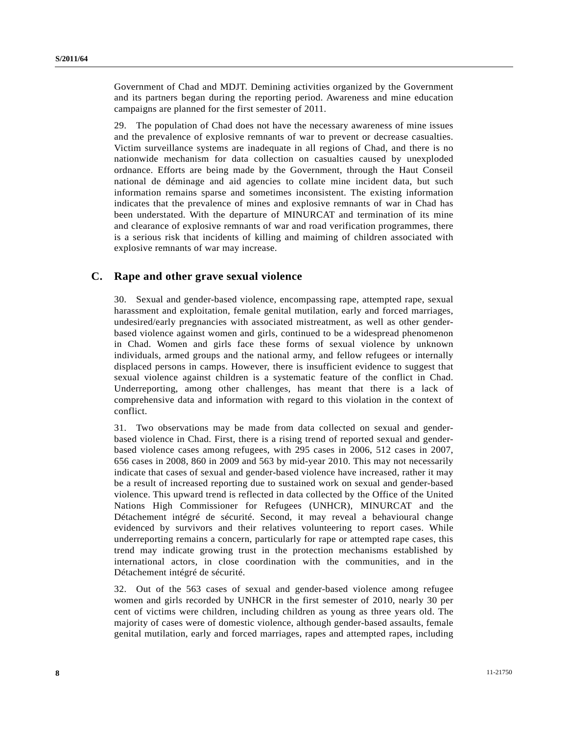Government of Chad and MDJT. Demining activities organized by the Government and its partners began during the reporting period. Awareness and mine education campaigns are planned for the first semester of 2011.

29. The population of Chad does not have the necessary awareness of mine issues and the prevalence of explosive remnants of war to prevent or decrease casualties. Victim surveillance systems are inadequate in all regions of Chad, and there is no nationwide mechanism for data collection on casualties caused by unexploded ordnance. Efforts are being made by the Government, through the Haut Conseil national de déminage and aid agencies to collate mine incident data, but such information remains sparse and sometimes inconsistent. The existing information indicates that the prevalence of mines and explosive remnants of war in Chad has been understated. With the departure of MINURCAT and termination of its mine and clearance of explosive remnants of war and road verification programmes, there is a serious risk that incidents of killing and maiming of children associated with explosive remnants of war may increase.

## C. Rape and other grave sexual violence

30. Sexual and gender-based violence, encompassing rape, attempted rape, sexual harassment and exploitation, female genital mutilation, early and forced marriages, undesired/early pregnancies with associated mistreatment, as well as other gender-based violence against women and girls, continued to be a widespread phenomenon in Chad. Women and girls face these forms of sexual violence by unknown individuals, armed groups and the national army, and fellow refugees or internally displaced persons in camps. However, there is insufficient evidence to suggest that sexual violence against children is a systematic feature of the conflict in Chad. Underreporting, among other challenges, has meant that there is a lack of comprehensive data and information with regard to this violation in the context of conflict.

31. Two observations may be made from data collected on sexual and gender-based violence in Chad. First, there is a rising trend of reported sexual and gender-based violence cases among refugees, with 295 cases in 2006, 512 cases in 2007, 656 cases in 2008, 860 in 2009 and 563 by mid-year 2010. This may not necessarily indicate that cases of sexual and gender-based violence have increased, rather it may be a result of increased reporting due to sustained work on sexual and gender-based violence. This upward trend is reflected in data collected by the Office of the United Nations High Commissioner for Refugees (UNHCR), MINURCAT and the Détachement intégré de sécurité. Second, it may reveal a behavioural change evidenced by survivors and their relatives volunteering to report cases. While underreporting remains a concern, particularly for rape or attempted rape cases, this trend may indicate growing trust in the protection mechanisms established by international actors, in close coordination with the communities, and in the Détachement intégré de sécurité.

32. Out of the 563 cases of sexual and gender-based violence among refugee women and girls recorded by UNHCR in the first semester of 2010, nearly 30 per cent of victims were children, including children as young as three years old. The majority of cases were of domestic violence, although gender-based assaults, female genital mutilation, early and forced marriages, rapes and attempted rapes, including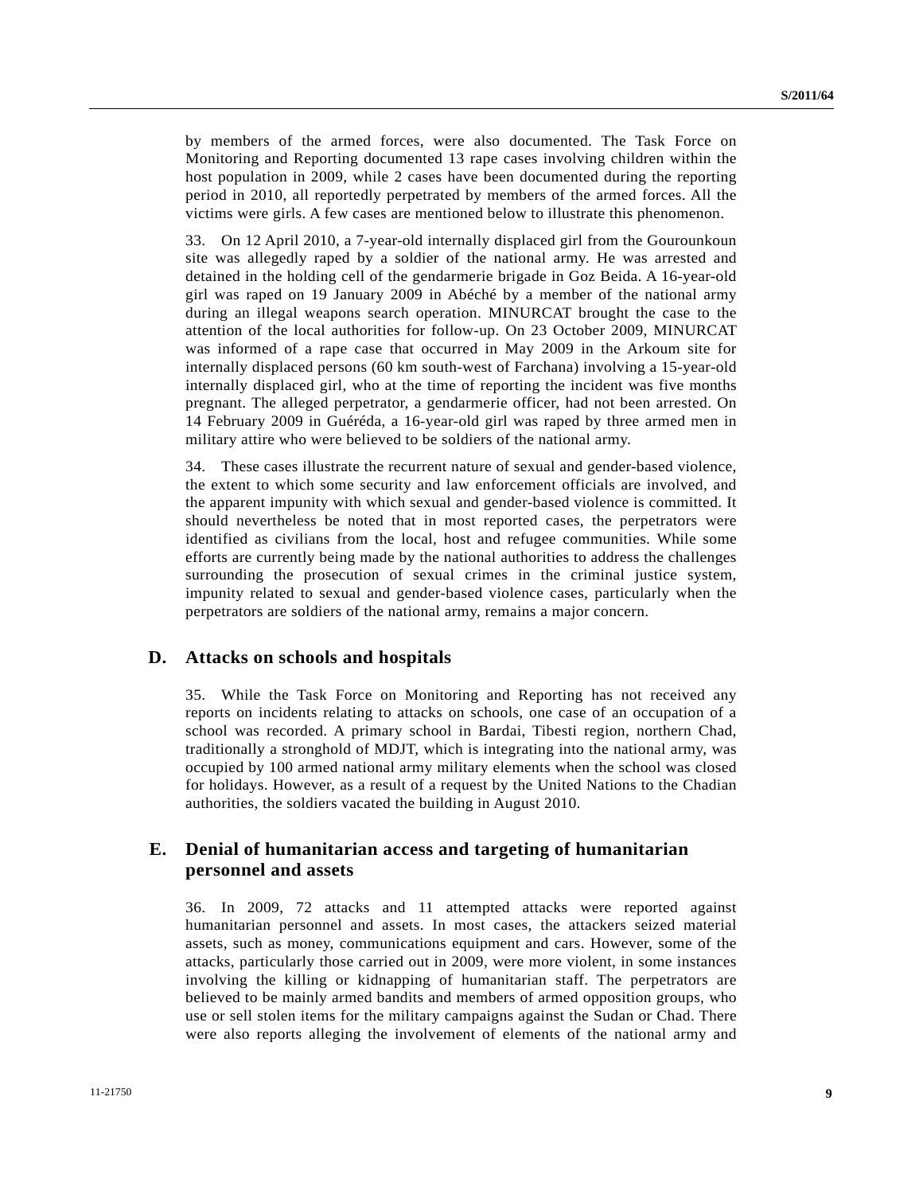by members of the armed forces, were also documented. The Task Force on Monitoring and Reporting documented 13 rape cases involving children within the host population in 2009, while 2 cases have been documented during the reporting period in 2010, all reportedly perpetrated by members of the armed forces. All the victims were girls. A few cases are mentioned below to illustrate this phenomenon.

33. On 12 April 2010, a 7-year-old internally displaced girl from the Gourounkoun site was allegedly raped by a soldier of the national army. He was arrested and detained in the holding cell of the gendarmerie brigade in Goz Beida. A 16-year-old girl was raped on 19 January 2009 in Abéché by a member of the national army during an illegal weapons search operation. MINURCAT brought the case to the attention of the local authorities for follow-up. On 23 October 2009, MINURCAT was informed of a rape case that occurred in May 2009 in the Arkoum site for internally displaced persons (60 km south-west of Farchana) involving a 15-year-old internally displaced girl, who at the time of reporting the incident was five months pregnant. The alleged perpetrator, a gendarmerie officer, had not been arrested. On 14 February 2009 in Guéréda, a 16-year-old girl was raped by three armed men in military attire who were believed to be soldiers of the national army.

34. These cases illustrate the recurrent nature of sexual and gender-based violence, the extent to which some security and law enforcement officials are involved, and the apparent impunity with which sexual and gender-based violence is committed. It should nevertheless be noted that in most reported cases, the perpetrators were identified as civilians from the local, host and refugee communities. While some efforts are currently being made by the national authorities to address the challenges surrounding the prosecution of sexual crimes in the criminal justice system, impunity related to sexual and gender-based violence cases, particularly when the perpetrators are soldiers of the national army, remains a major concern.

## D. Attacks on schools and hospitals

35. While the Task Force on Monitoring and Reporting has not received any reports on incidents relating to attacks on schools, one case of an occupation of a school was recorded. A primary school in Bardai, Tibesti region, northern Chad, traditionally a stronghold of MDJT, which is integrating into the national army, was occupied by 100 armed national army military elements when the school was closed for holidays. However, as a result of a request by the United Nations to the Chadian authorities, the soldiers vacated the building in August 2010.

## E. Denial of humanitarian access and targeting of humanitarian personnel and assets

36. In 2009, 72 attacks and 11 attempted attacks were reported against humanitarian personnel and assets. In most cases, the attackers seized material assets, such as money, communications equipment and cars. However, some of the attacks, particularly those carried out in 2009, were more violent, in some instances involving the killing or kidnapping of humanitarian staff. The perpetrators are believed to be mainly armed bandits and members of armed opposition groups, who use or sell stolen items for the military campaigns against the Sudan or Chad. There were also reports alleging the involvement of elements of the national army and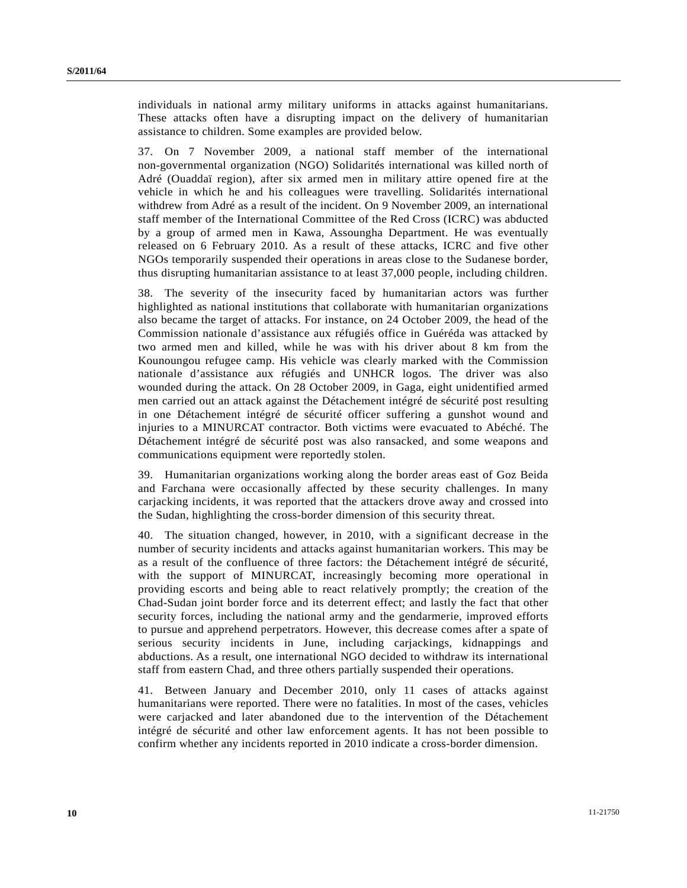individuals in national army military uniforms in attacks against humanitarians. These attacks often have a disrupting impact on the delivery of humanitarian assistance to children. Some examples are provided below.

37. On 7 November 2009, a national staff member of the international non-governmental organization (NGO) Solidarités international was killed north of Adré (Ouaddaï region), after six armed men in military attire opened fire at the vehicle in which he and his colleagues were travelling. Solidarités international withdrew from Adré as a result of the incident. On 9 November 2009, an international staff member of the International Committee of the Red Cross (ICRC) was abducted by a group of armed men in Kawa, Assoungha Department. He was eventually released on 6 February 2010. As a result of these attacks, ICRC and five other NGOs temporarily suspended their operations in areas close to the Sudanese border, thus disrupting humanitarian assistance to at least 37,000 people, including children.

38. The severity of the insecurity faced by humanitarian actors was further highlighted as national institutions that collaborate with humanitarian organizations also became the target of attacks. For instance, on 24 October 2009, the head of the Commission nationale d'assistance aux réfugiés office in Guéréda was attacked by two armed men and killed, while he was with his driver about 8 km from the Kounoungou refugee camp. His vehicle was clearly marked with the Commission nationale d'assistance aux réfugiés and UNHCR logos. The driver was also wounded during the attack. On 28 October 2009, in Gaga, eight unidentified armed men carried out an attack against the Détachement intégré de sécurité post resulting in one Détachement intégré de sécurité officer suffering a gunshot wound and injuries to a MINURCAT contractor. Both victims were evacuated to Abéché. The Détachement intégré de sécurité post was also ransacked, and some weapons and communications equipment were reportedly stolen.

39. Humanitarian organizations working along the border areas east of Goz Beida and Farchana were occasionally affected by these security challenges. In many carjacking incidents, it was reported that the attackers drove away and crossed into the Sudan, highlighting the cross-border dimension of this security threat.

40. The situation changed, however, in 2010, with a significant decrease in the number of security incidents and attacks against humanitarian workers. This may be as a result of the confluence of three factors: the Détachement intégré de sécurité, with the support of MINURCAT, increasingly becoming more operational in providing escorts and being able to react relatively promptly; the creation of the Chad-Sudan joint border force and its deterrent effect; and lastly the fact that other security forces, including the national army and the gendarmerie, improved efforts to pursue and apprehend perpetrators. However, this decrease comes after a spate of serious security incidents in June, including carjackings, kidnappings and abductions. As a result, one international NGO decided to withdraw its international staff from eastern Chad, and three others partially suspended their operations.

41. Between January and December 2010, only 11 cases of attacks against humanitarians were reported. There were no fatalities. In most of the cases, vehicles were carjacked and later abandoned due to the intervention of the Détachement intégré de sécurité and other law enforcement agents. It has not been possible to confirm whether any incidents reported in 2010 indicate a cross-border dimension.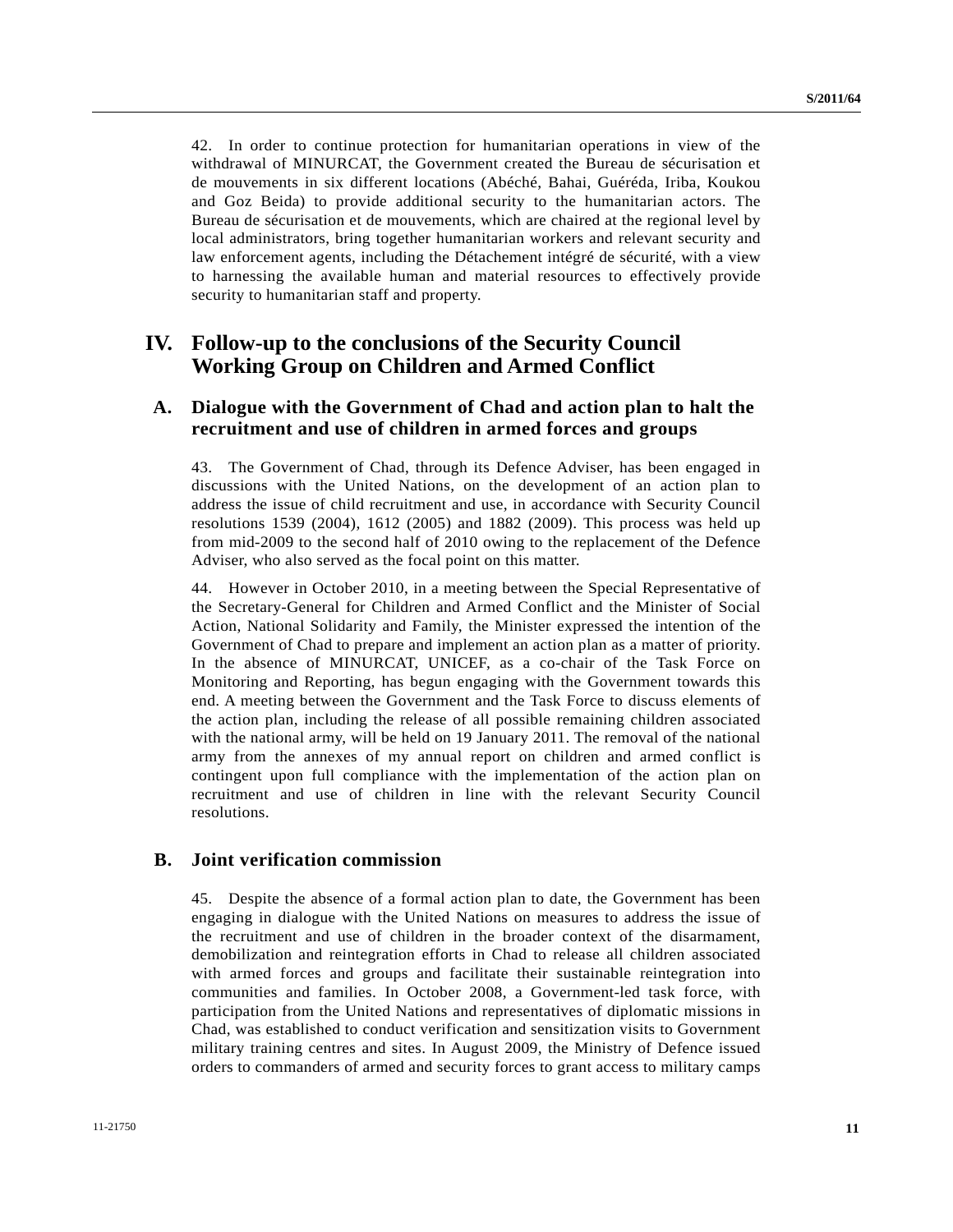42. In order to continue protection for humanitarian operations in view of the withdrawal of MINURCAT, the Government created the Bureau de sécurisation et de mouvements in six different locations (Abéché, Bahai, Guéréda, Iriba, Koukou and Goz Beida) to provide additional security to the humanitarian actors. The Bureau de sécurisation et de mouvements, which are chaired at the regional level by local administrators, bring together humanitarian workers and relevant security and law enforcement agents, including the Détachement intégré de sécurité, with a view to harnessing the available human and material resources to effectively provide security to humanitarian staff and property.

# IV. Follow-up to the conclusions of the Security Council Working Group on Children and Armed Conflict

## A. Dialogue with the Government of Chad and action plan to halt the recruitment and use of children in armed forces and groups

43. The Government of Chad, through its Defence Adviser, has been engaged in discussions with the United Nations, on the development of an action plan to address the issue of child recruitment and use, in accordance with Security Council resolutions 1539 (2004), 1612 (2005) and 1882 (2009). This process was held up from mid-2009 to the second half of 2010 owing to the replacement of the Defence Adviser, who also served as the focal point on this matter.

44. However in October 2010, in a meeting between the Special Representative of the Secretary-General for Children and Armed Conflict and the Minister of Social Action, National Solidarity and Family, the Minister expressed the intention of the Government of Chad to prepare and implement an action plan as a matter of priority. In the absence of MINURCAT, UNICEF, as a co-chair of the Task Force on Monitoring and Reporting, has begun engaging with the Government towards this end. A meeting between the Government and the Task Force to discuss elements of the action plan, including the release of all possible remaining children associated with the national army, will be held on 19 January 2011. The removal of the national army from the annexes of my annual report on children and armed conflict is contingent upon full compliance with the implementation of the action plan on recruitment and use of children in line with the relevant Security Council resolutions.

## B. Joint verification commission

45. Despite the absence of a formal action plan to date, the Government has been engaging in dialogue with the United Nations on measures to address the issue of the recruitment and use of children in the broader context of the disarmament, demobilization and reintegration efforts in Chad to release all children associated with armed forces and groups and facilitate their sustainable reintegration into communities and families. In October 2008, a Government-led task force, with participation from the United Nations and representatives of diplomatic missions in Chad, was established to conduct verification and sensitization visits to Government military training centres and sites. In August 2009, the Ministry of Defence issued orders to commanders of armed and security forces to grant access to military camps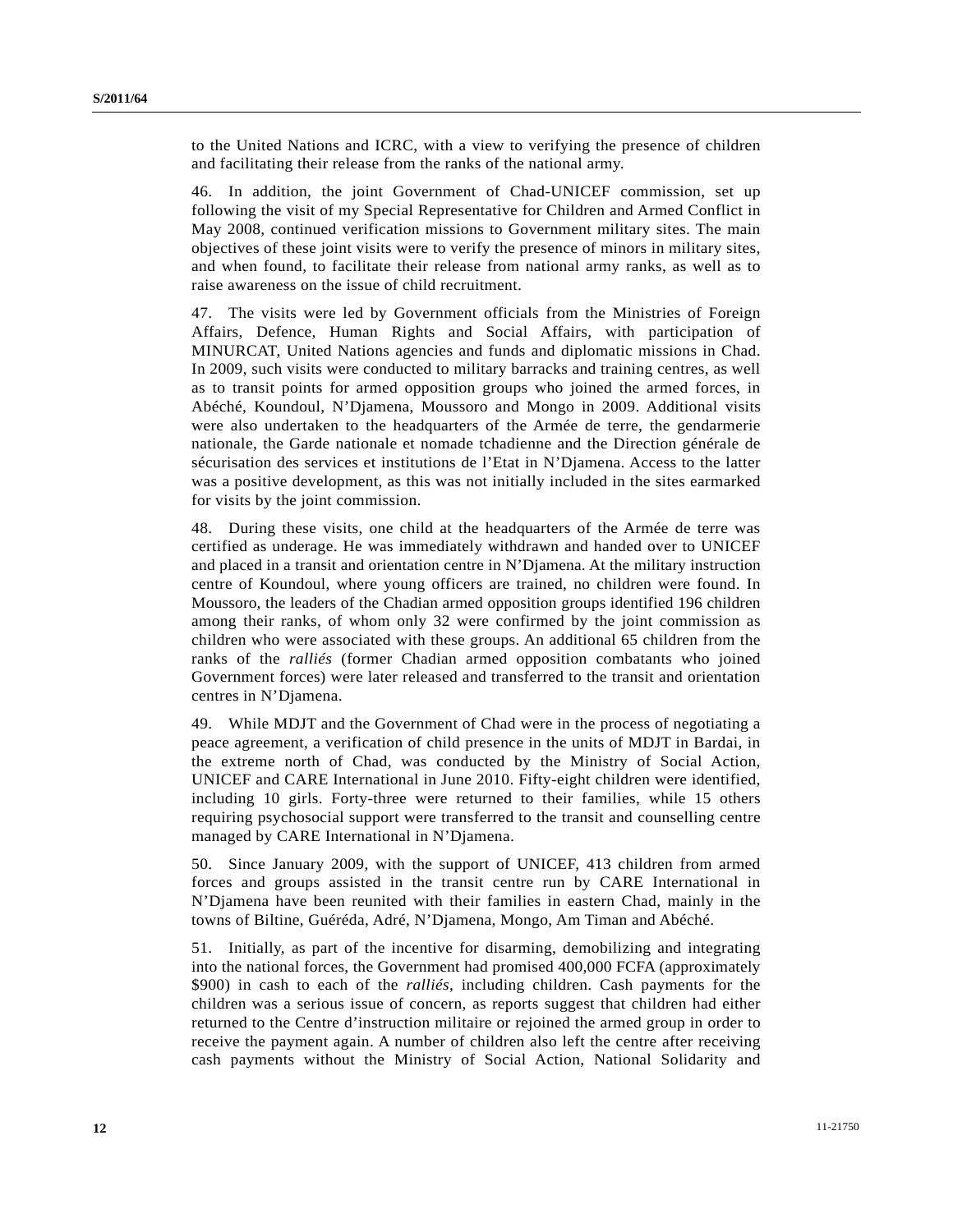to the United Nations and ICRC, with a view to verifying the presence of children and facilitating their release from the ranks of the national army.

46. In addition, the joint Government of Chad-UNICEF commission, set up following the visit of my Special Representative for Children and Armed Conflict in May 2008, continued verification missions to Government military sites. The main objectives of these joint visits were to verify the presence of minors in military sites, and when found, to facilitate their release from national army ranks, as well as to raise awareness on the issue of child recruitment.

47. The visits were led by Government officials from the Ministries of Foreign Affairs, Defence, Human Rights and Social Affairs, with participation of MINURCAT, United Nations agencies and funds and diplomatic missions in Chad. In 2009, such visits were conducted to military barracks and training centres, as well as to transit points for armed opposition groups who joined the armed forces, in Abéché, Koundoul, N'Djamena, Moussoro and Mongo in 2009. Additional visits were also undertaken to the headquarters of the Armée de terre, the gendarmerie nationale, the Garde nationale et nomade tchadienne and the Direction générale de sécurisation des services et institutions de l'Etat in N'Djamena. Access to the latter was a positive development, as this was not initially included in the sites earmarked for visits by the joint commission.

48. During these visits, one child at the headquarters of the Armée de terre was certified as underage. He was immediately withdrawn and handed over to UNICEF and placed in a transit and orientation centre in N'Djamena. At the military instruction centre of Koundoul, where young officers are trained, no children were found. In Moussoro, the leaders of the Chadian armed opposition groups identified 196 children among their ranks, of whom only 32 were confirmed by the joint commission as children who were associated with these groups. An additional 65 children from the ranks of the *ralliés* (former Chadian armed opposition combatants who joined Government forces) were later released and transferred to the transit and orientation centres in N'Djamena.

49. While MDJT and the Government of Chad were in the process of negotiating a peace agreement, a verification of child presence in the units of MDJT in Bardai, in the extreme north of Chad, was conducted by the Ministry of Social Action, UNICEF and CARE International in June 2010. Fifty-eight children were identified, including 10 girls. Forty-three were returned to their families, while 15 others requiring psychosocial support were transferred to the transit and counselling centre managed by CARE International in N'Djamena.

50. Since January 2009, with the support of UNICEF, 413 children from armed forces and groups assisted in the transit centre run by CARE International in N'Djamena have been reunited with their families in eastern Chad, mainly in the towns of Biltine, Guéréda, Adré, N'Djamena, Mongo, Am Timan and Abéché.

51. Initially, as part of the incentive for disarming, demobilizing and integrating into the national forces, the Government had promised 400,000 FCFA (approximately $900) in cash to each of the *ralliés*, including children. Cash payments for the children was a serious issue of concern, as reports suggest that children had either returned to the Centre d'instruction militaire or rejoined the armed group in order to receive the payment again. A number of children also left the centre after receiving cash payments without the Ministry of Social Action, National Solidarity and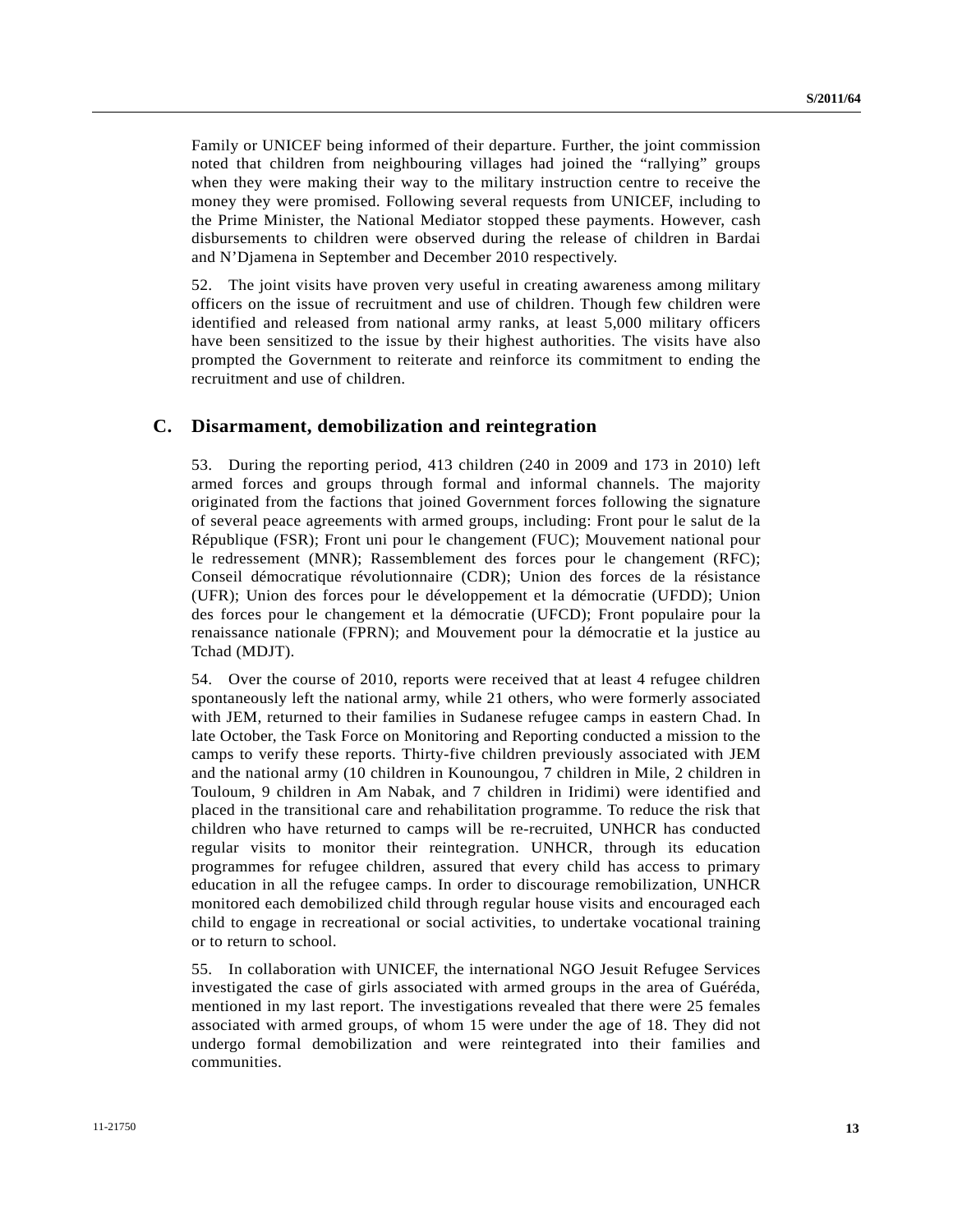Family or UNICEF being informed of their departure. Further, the joint commission noted that children from neighbouring villages had joined the “rallying” groups when they were making their way to the military instruction centre to receive the money they were promised. Following several requests from UNICEF, including to the Prime Minister, the National Mediator stopped these payments. However, cash disbursements to children were observed during the release of children in Bardai and N’Djamena in September and December 2010 respectively.

52. The joint visits have proven very useful in creating awareness among military officers on the issue of recruitment and use of children. Though few children were identified and released from national army ranks, at least 5,000 military officers have been sensitized to the issue by their highest authorities. The visits have also prompted the Government to reiterate and reinforce its commitment to ending the recruitment and use of children.

## C. Disarmament, demobilization and reintegration

53. During the reporting period, 413 children (240 in 2009 and 173 in 2010) left armed forces and groups through formal and informal channels. The majority originated from the factions that joined Government forces following the signature of several peace agreements with armed groups, including: Front pour le salut de la République (FSR); Front uni pour le changement (FUC); Mouvement national pour le redressement (MNR); Rassemblement des forces pour le changement (RFC); Conseil démocratique révolutionnaire (CDR); Union des forces de la résistance (UFR); Union des forces pour le développement et la démocratie (UFDD); Union des forces pour le changement et la démocratie (UFCD); Front populaire pour la renaissance nationale (FPRN); and Mouvement pour la démocratie et la justice au Tchad (MDJT).

54. Over the course of 2010, reports were received that at least 4 refugee children spontaneously left the national army, while 21 others, who were formerly associated with JEM, returned to their families in Sudanese refugee camps in eastern Chad. In late October, the Task Force on Monitoring and Reporting conducted a mission to the camps to verify these reports. Thirty-five children previously associated with JEM and the national army (10 children in Kounoungou, 7 children in Mile, 2 children in Touloum, 9 children in Am Nabak, and 7 children in Iridimi) were identified and placed in the transitional care and rehabilitation programme. To reduce the risk that children who have returned to camps will be re-recruited, UNHCR has conducted regular visits to monitor their reintegration. UNHCR, through its education programmes for refugee children, assured that every child has access to primary education in all the refugee camps. In order to discourage remobilization, UNHCR monitored each demobilized child through regular house visits and encouraged each child to engage in recreational or social activities, to undertake vocational training or to return to school.

55. In collaboration with UNICEF, the international NGO Jesuit Refugee Services investigated the case of girls associated with armed groups in the area of Guéréda, mentioned in my last report. The investigations revealed that there were 25 females associated with armed groups, of whom 15 were under the age of 18. They did not undergo formal demobilization and were reintegrated into their families and communities.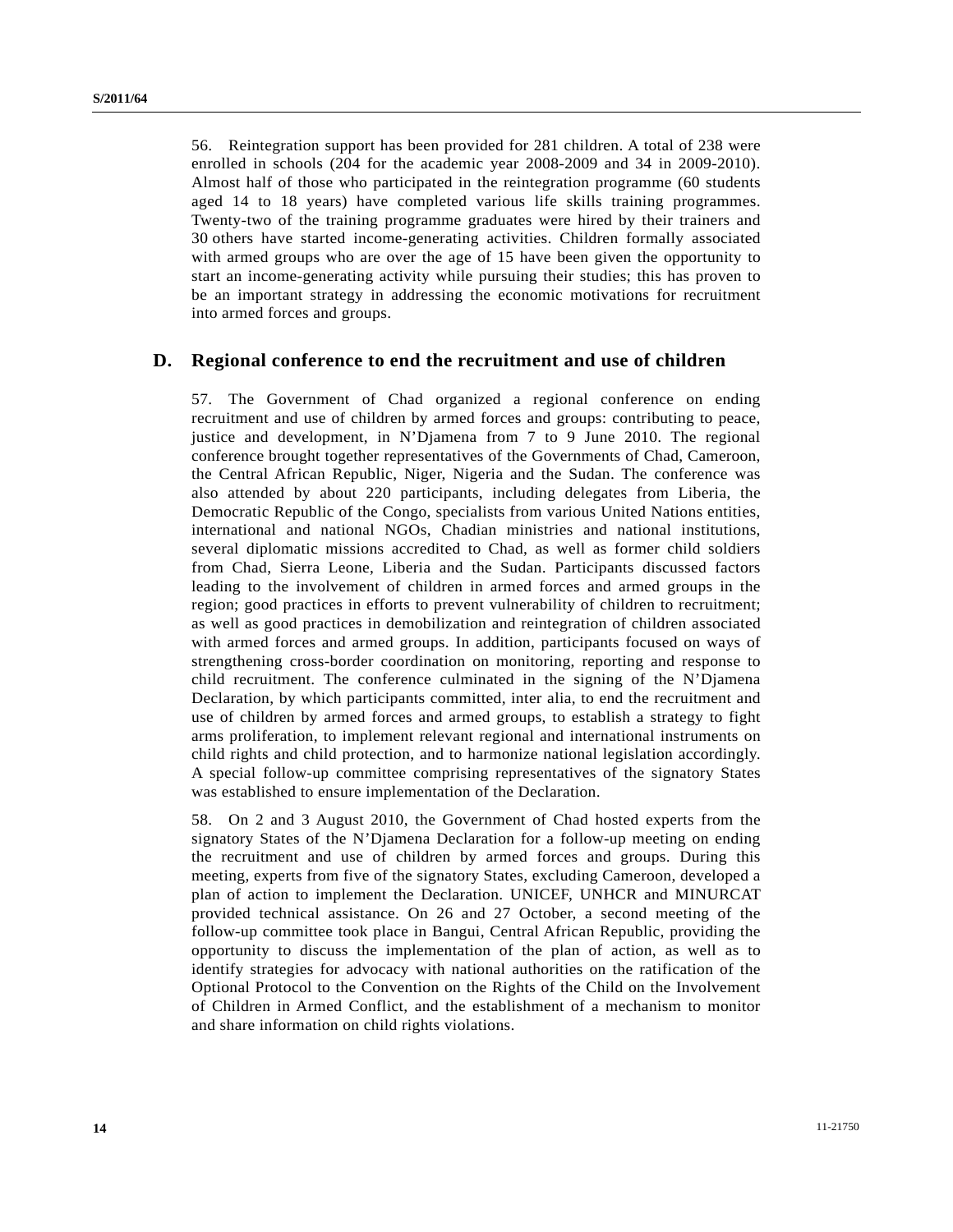56. Reintegration support has been provided for 281 children. A total of 238 were enrolled in schools (204 for the academic year 2008-2009 and 34 in 2009-2010). Almost half of those who participated in the reintegration programme (60 students aged 14 to 18 years) have completed various life skills training programmes. Twenty-two of the training programme graduates were hired by their trainers and 30 others have started income-generating activities. Children formally associated with armed groups who are over the age of 15 have been given the opportunity to start an income-generating activity while pursuing their studies; this has proven to be an important strategy in addressing the economic motivations for recruitment into armed forces and groups.

## D. Regional conference to end the recruitment and use of children

57. The Government of Chad organized a regional conference on ending recruitment and use of children by armed forces and groups: contributing to peace, justice and development, in N'Djamena from 7 to 9 June 2010. The regional conference brought together representatives of the Governments of Chad, Cameroon, the Central African Republic, Niger, Nigeria and the Sudan. The conference was also attended by about 220 participants, including delegates from Liberia, the Democratic Republic of the Congo, specialists from various United Nations entities, international and national NGOs, Chadian ministries and national institutions, several diplomatic missions accredited to Chad, as well as former child soldiers from Chad, Sierra Leone, Liberia and the Sudan. Participants discussed factors leading to the involvement of children in armed forces and armed groups in the region; good practices in efforts to prevent vulnerability of children to recruitment; as well as good practices in demobilization and reintegration of children associated with armed forces and armed groups. In addition, participants focused on ways of strengthening cross-border coordination on monitoring, reporting and response to child recruitment. The conference culminated in the signing of the N'Djamena Declaration, by which participants committed, inter alia, to end the recruitment and use of children by armed forces and armed groups, to establish a strategy to fight arms proliferation, to implement relevant regional and international instruments on child rights and child protection, and to harmonize national legislation accordingly. A special follow-up committee comprising representatives of the signatory States was established to ensure implementation of the Declaration.

58. On 2 and 3 August 2010, the Government of Chad hosted experts from the signatory States of the N'Djamena Declaration for a follow-up meeting on ending the recruitment and use of children by armed forces and groups. During this meeting, experts from five of the signatory States, excluding Cameroon, developed a plan of action to implement the Declaration. UNICEF, UNHCR and MINURCAT provided technical assistance. On 26 and 27 October, a second meeting of the follow-up committee took place in Bangui, Central African Republic, providing the opportunity to discuss the implementation of the plan of action, as well as to identify strategies for advocacy with national authorities on the ratification of the Optional Protocol to the Convention on the Rights of the Child on the Involvement of Children in Armed Conflict, and the establishment of a mechanism to monitor and share information on child rights violations.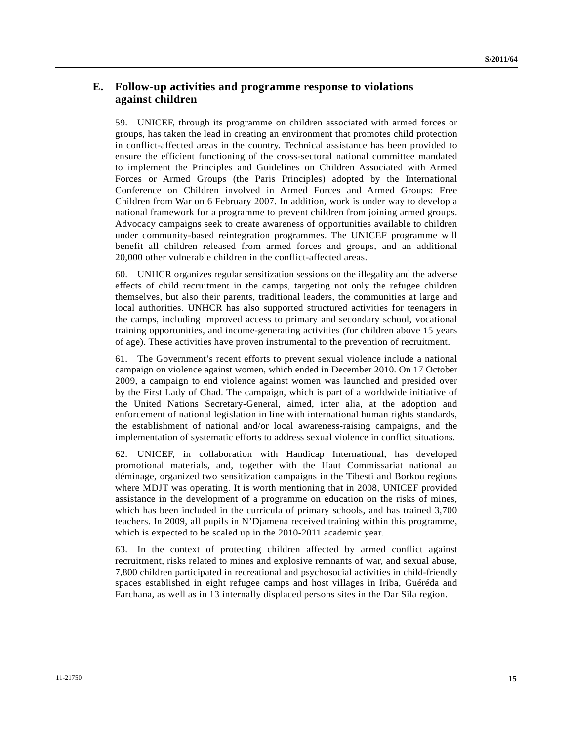## E. Follow-up activities and programme response to violations against children

59. UNICEF, through its programme on children associated with armed forces or groups, has taken the lead in creating an environment that promotes child protection in conflict-affected areas in the country. Technical assistance has been provided to ensure the efficient functioning of the cross-sectoral national committee mandated to implement the Principles and Guidelines on Children Associated with Armed Forces or Armed Groups (the Paris Principles) adopted by the International Conference on Children involved in Armed Forces and Armed Groups: Free Children from War on 6 February 2007. In addition, work is under way to develop a national framework for a programme to prevent children from joining armed groups. Advocacy campaigns seek to create awareness of opportunities available to children under community-based reintegration programmes. The UNICEF programme will benefit all children released from armed forces and groups, and an additional 20,000 other vulnerable children in the conflict-affected areas.

60. UNHCR organizes regular sensitization sessions on the illegality and the adverse effects of child recruitment in the camps, targeting not only the refugee children themselves, but also their parents, traditional leaders, the communities at large and local authorities. UNHCR has also supported structured activities for teenagers in the camps, including improved access to primary and secondary school, vocational training opportunities, and income-generating activities (for children above 15 years of age). These activities have proven instrumental to the prevention of recruitment.

61. The Government's recent efforts to prevent sexual violence include a national campaign on violence against women, which ended in December 2010. On 17 October 2009, a campaign to end violence against women was launched and presided over by the First Lady of Chad. The campaign, which is part of a worldwide initiative of the United Nations Secretary-General, aimed, inter alia, at the adoption and enforcement of national legislation in line with international human rights standards, the establishment of national and/or local awareness-raising campaigns, and the implementation of systematic efforts to address sexual violence in conflict situations.

62. UNICEF, in collaboration with Handicap International, has developed promotional materials, and, together with the Haut Commissariat national au déminage, organized two sensitization campaigns in the Tibesti and Borkou regions where MDJT was operating. It is worth mentioning that in 2008, UNICEF provided assistance in the development of a programme on education on the risks of mines, which has been included in the curricula of primary schools, and has trained 3,700 teachers. In 2009, all pupils in N'Djamena received training within this programme, which is expected to be scaled up in the 2010-2011 academic year.

63. In the context of protecting children affected by armed conflict against recruitment, risks related to mines and explosive remnants of war, and sexual abuse, 7,800 children participated in recreational and psychosocial activities in child-friendly spaces established in eight refugee camps and host villages in Iriba, Guéréda and Farchana, as well as in 13 internally displaced persons sites in the Dar Sila region.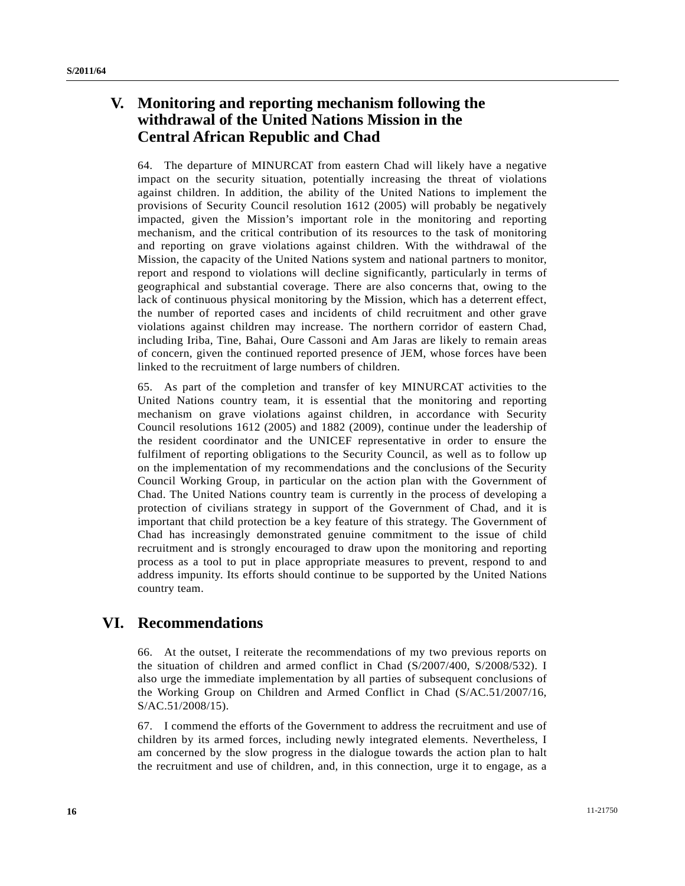## V. Monitoring and reporting mechanism following the withdrawal of the United Nations Mission in the Central African Republic and Chad

64. The departure of MINURCAT from eastern Chad will likely have a negative impact on the security situation, potentially increasing the threat of violations against children. In addition, the ability of the United Nations to implement the provisions of Security Council resolution 1612 (2005) will probably be negatively impacted, given the Mission's important role in the monitoring and reporting mechanism, and the critical contribution of its resources to the task of monitoring and reporting on grave violations against children. With the withdrawal of the Mission, the capacity of the United Nations system and national partners to monitor, report and respond to violations will decline significantly, particularly in terms of geographical and substantial coverage. There are also concerns that, owing to the lack of continuous physical monitoring by the Mission, which has a deterrent effect, the number of reported cases and incidents of child recruitment and other grave violations against children may increase. The northern corridor of eastern Chad, including Iriba, Tine, Bahai, Oure Cassoni and Am Jaras are likely to remain areas of concern, given the continued reported presence of JEM, whose forces have been linked to the recruitment of large numbers of children.

65. As part of the completion and transfer of key MINURCAT activities to the United Nations country team, it is essential that the monitoring and reporting mechanism on grave violations against children, in accordance with Security Council resolutions 1612 (2005) and 1882 (2009), continue under the leadership of the resident coordinator and the UNICEF representative in order to ensure the fulfilment of reporting obligations to the Security Council, as well as to follow up on the implementation of my recommendations and the conclusions of the Security Council Working Group, in particular on the action plan with the Government of Chad. The United Nations country team is currently in the process of developing a protection of civilians strategy in support of the Government of Chad, and it is important that child protection be a key feature of this strategy. The Government of Chad has increasingly demonstrated genuine commitment to the issue of child recruitment and is strongly encouraged to draw upon the monitoring and reporting process as a tool to put in place appropriate measures to prevent, respond to and address impunity. Its efforts should continue to be supported by the United Nations country team.

## VI. Recommendations

66. At the outset, I reiterate the recommendations of my two previous reports on the situation of children and armed conflict in Chad (S/2007/400, S/2008/532). I also urge the immediate implementation by all parties of subsequent conclusions of the Working Group on Children and Armed Conflict in Chad (S/AC.51/2007/16, S/AC.51/2008/15).

67. I commend the efforts of the Government to address the recruitment and use of children by its armed forces, including newly integrated elements. Nevertheless, I am concerned by the slow progress in the dialogue towards the action plan to halt the recruitment and use of children, and, in this connection, urge it to engage, as a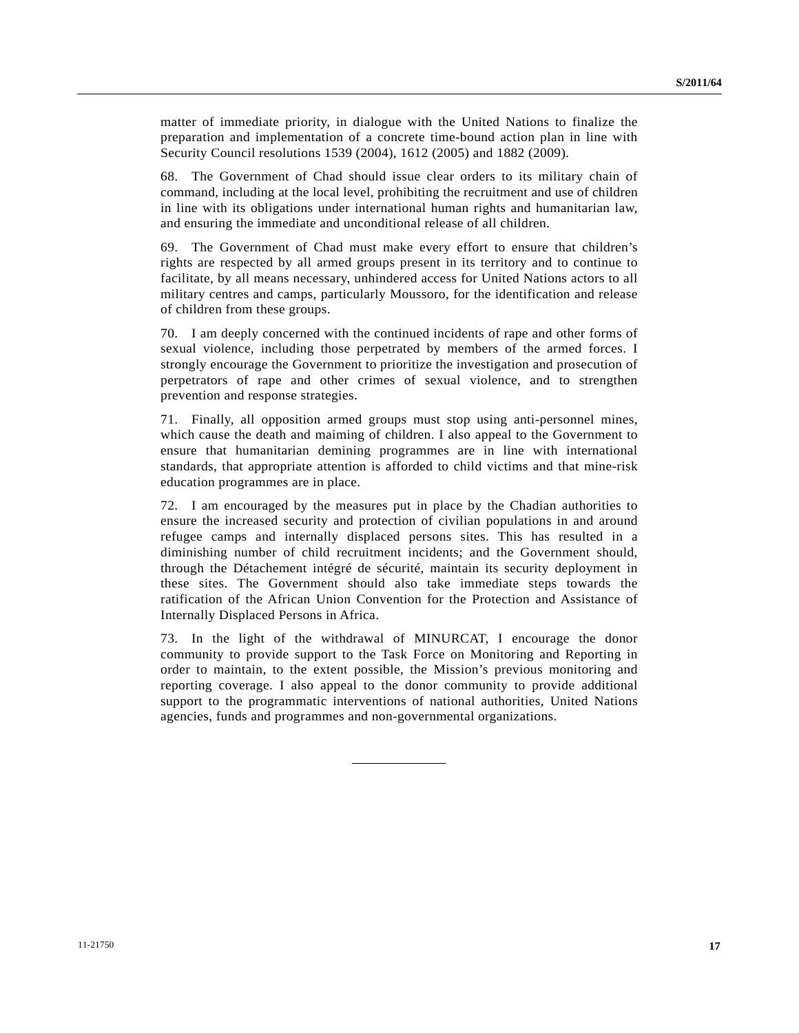matter of immediate priority, in dialogue with the United Nations to finalize the preparation and implementation of a concrete time-bound action plan in line with Security Council resolutions 1539 (2004), 1612 (2005) and 1882 (2009).

68. The Government of Chad should issue clear orders to its military chain of command, including at the local level, prohibiting the recruitment and use of children in line with its obligations under international human rights and humanitarian law, and ensuring the immediate and unconditional release of all children.

69. The Government of Chad must make every effort to ensure that children's rights are respected by all armed groups present in its territory and to continue to facilitate, by all means necessary, unhindered access for United Nations actors to all military centres and camps, particularly Moussoro, for the identification and release of children from these groups.

70. I am deeply concerned with the continued incidents of rape and other forms of sexual violence, including those perpetrated by members of the armed forces. I strongly encourage the Government to prioritize the investigation and prosecution of perpetrators of rape and other crimes of sexual violence, and to strengthen prevention and response strategies.

71. Finally, all opposition armed groups must stop using anti-personnel mines, which cause the death and maiming of children. I also appeal to the Government to ensure that humanitarian demining programmes are in line with international standards, that appropriate attention is afforded to child victims and that mine-risk education programmes are in place.

72. I am encouraged by the measures put in place by the Chadian authorities to ensure the increased security and protection of civilian populations in and around refugee camps and internally displaced persons sites. This has resulted in a diminishing number of child recruitment incidents; and the Government should, through the Détachement intégré de sécurité, maintain its security deployment in these sites. The Government should also take immediate steps towards the ratification of the African Union Convention for the Protection and Assistance of Internally Displaced Persons in Africa.

73. In the light of the withdrawal of MINURCAT, I encourage the donor community to provide support to the Task Force on Monitoring and Reporting in order to maintain, to the extent possible, the Mission's previous monitoring and reporting coverage. I also appeal to the donor community to provide additional support to the programmatic interventions of national authorities, United Nations agencies, funds and programmes and non-governmental organizations.